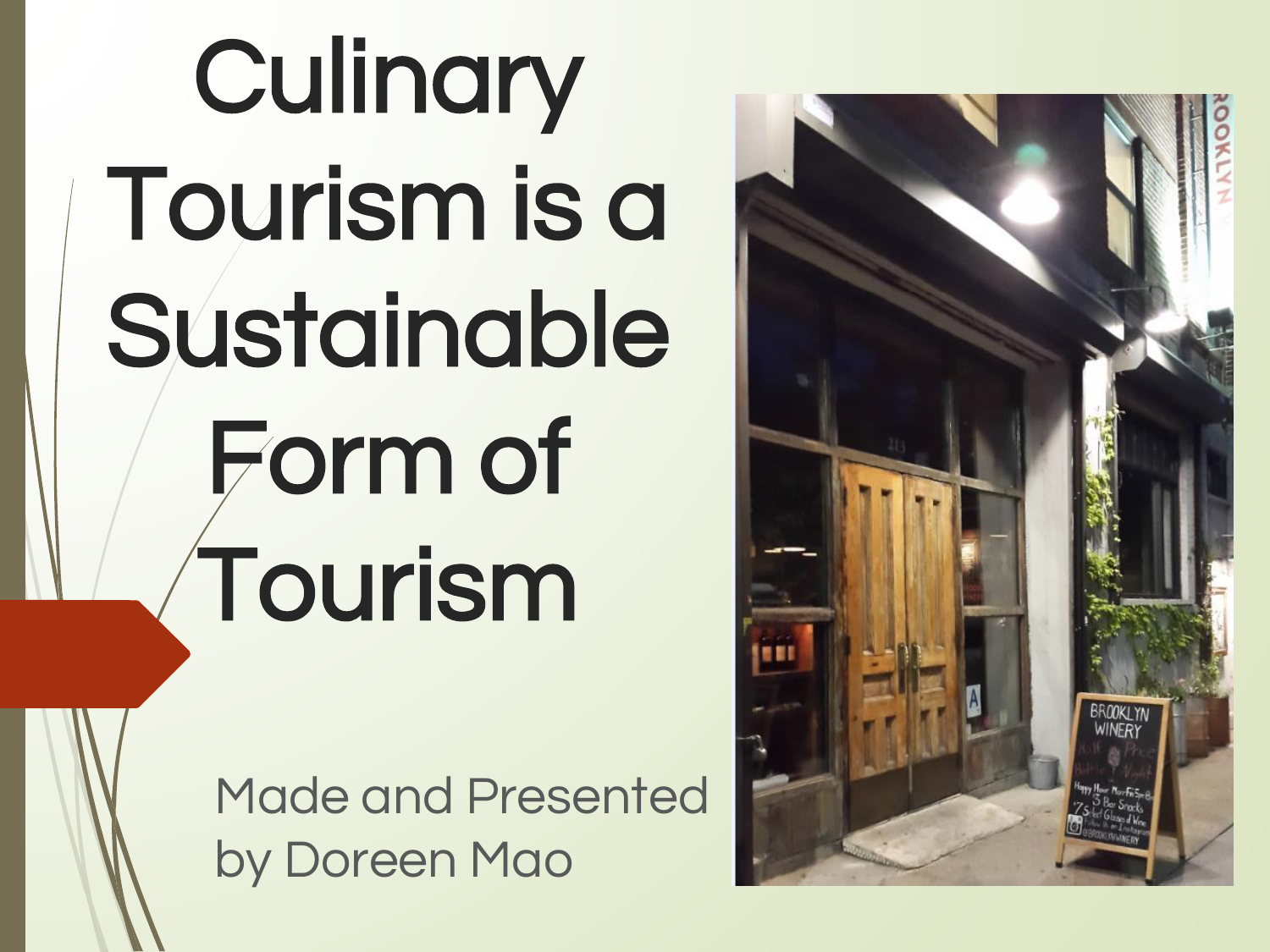# Culinary Tourism is a Sustainable Form of Tourism

Made and Presented by Doreen Mao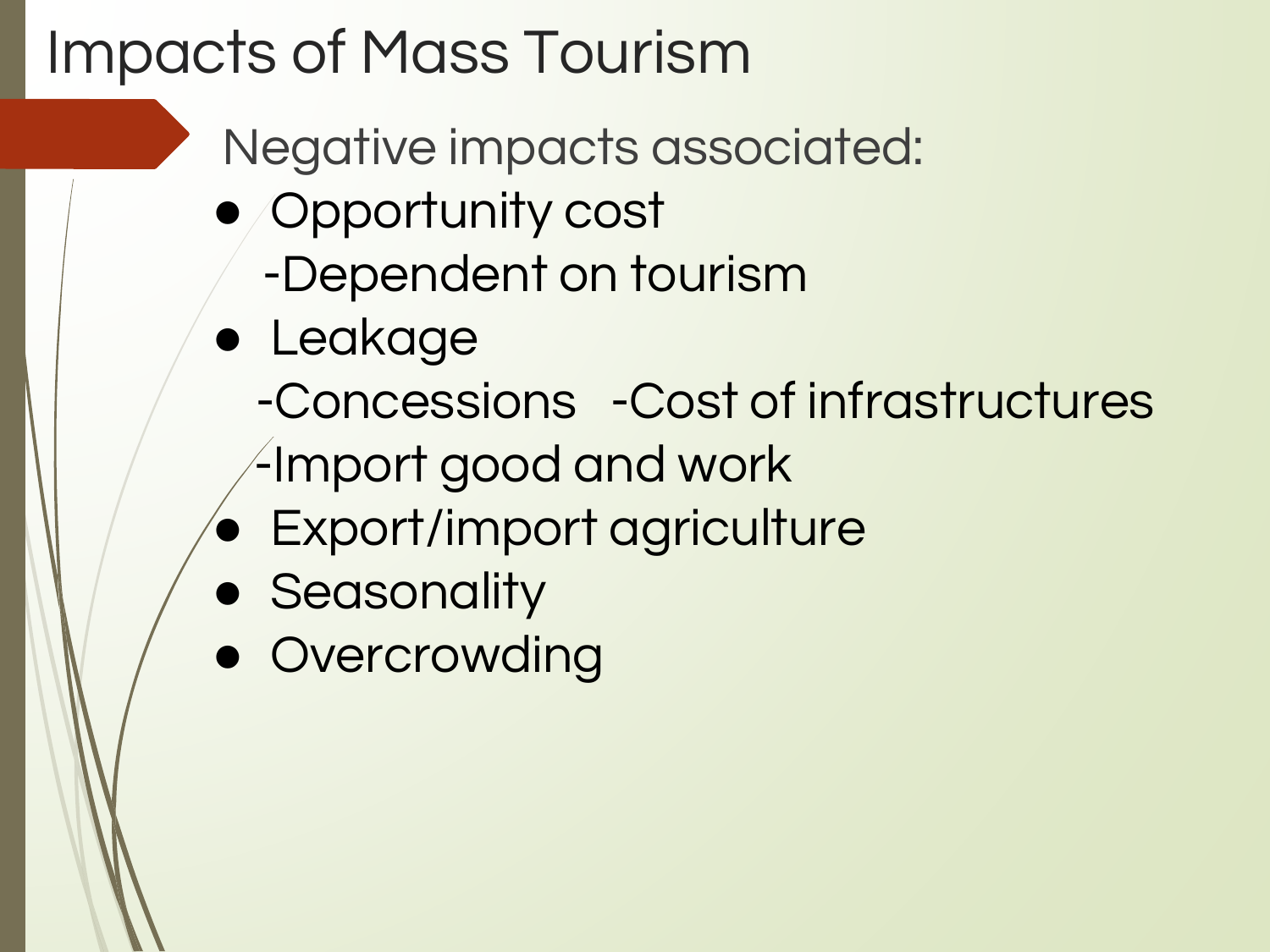# Impacts of Mass Tourism

Negative impacts associated:

- Opportunity cost
  - -Dependent on tourism
- Leakage
  - -Concessions -Cost of infrastructures
  - -Import good and work
- Export/import agriculture
- Seasonality
- Overcrowding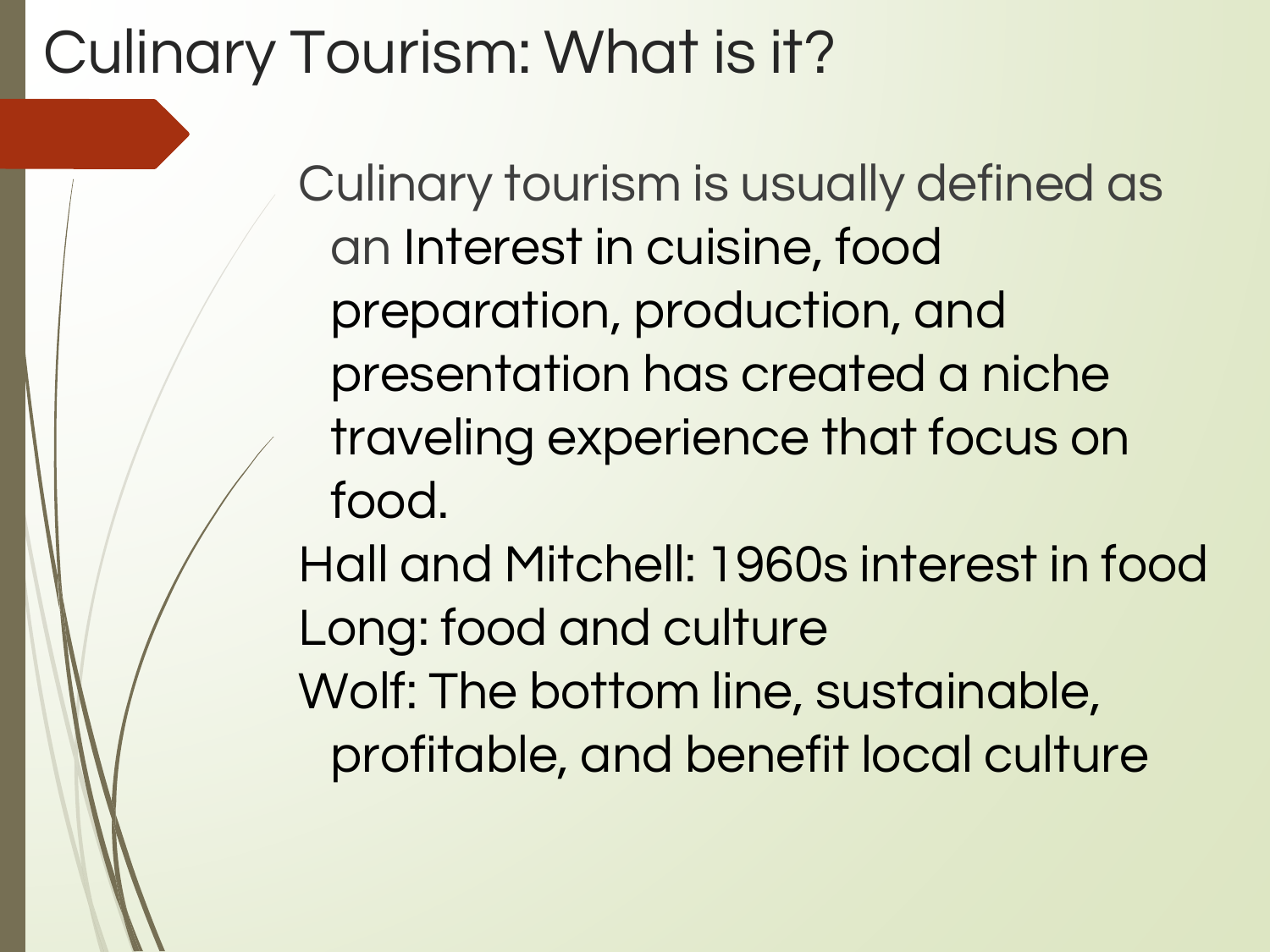# Culinary Tourism: What is it?

Culinary tourism is usually defined as an Interest in cuisine, food preparation, production, and presentation has created a niche traveling experience that focus on food.

Hall and Mitchell: 1960s interest in food

Long: food and culture

Wolf: The bottom line, sustainable, profitable, and benefit local culture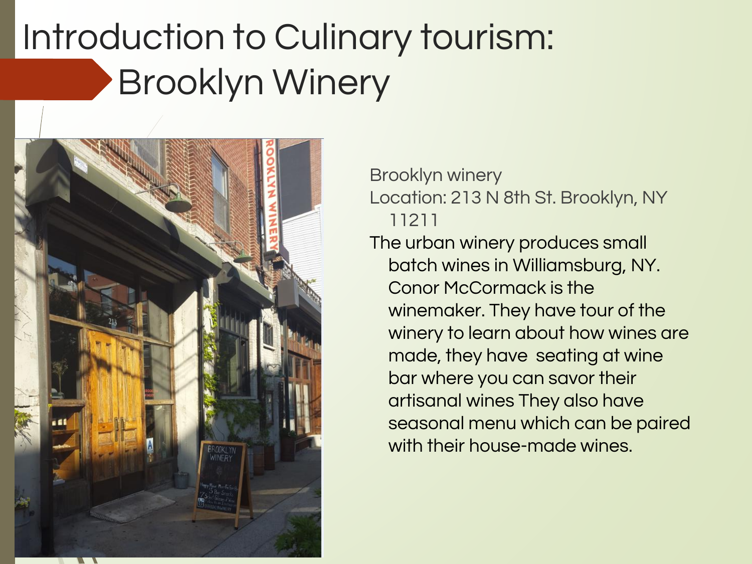# Introduction to Culinary tourism: Brooklyn Winery

Brooklyn winery

Location: 213 N 8th St. Brooklyn, NY 11211

The urban winery produces small batch wines in Williamsburg, NY. Conor McCormack is the winemaker. They have tour of the winery to learn about how wines are made, they have seating at wine bar where you can savor their artisanal wines They also have seasonal menu which can be paired with their house-made wines.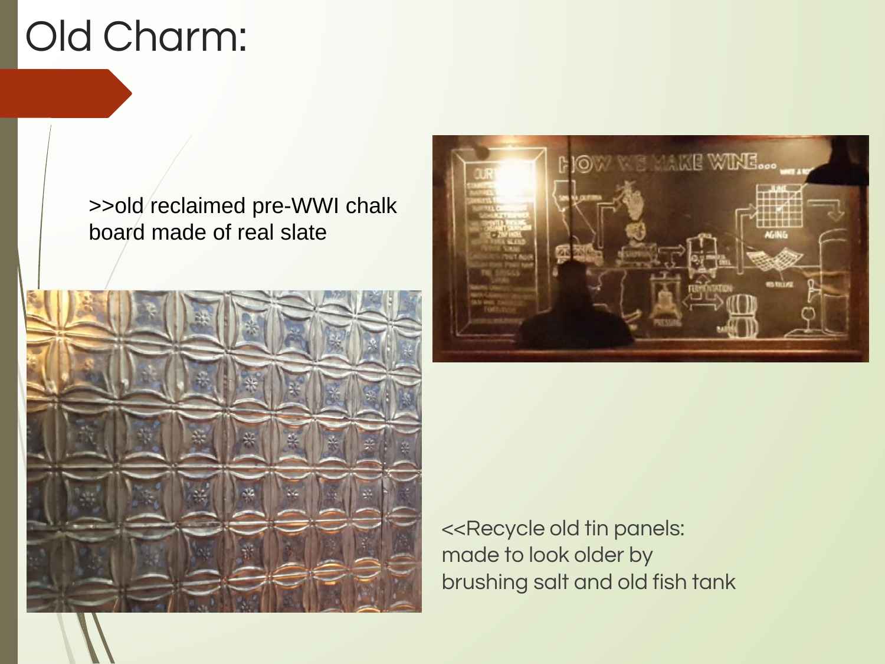# Old Charm:

>>old reclaimed pre-WWI chalk board made of real slate

<<Recycle old tin panels: made to look older by brushing salt and old fish tank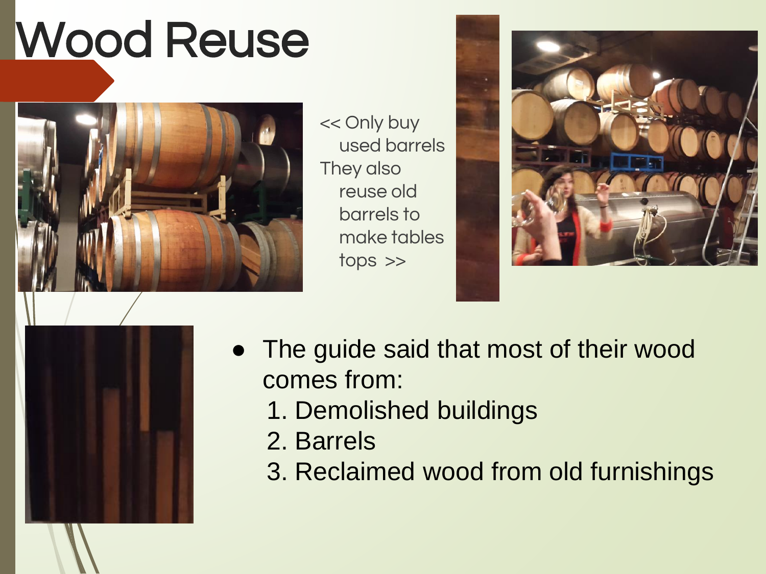# Wood Reuse

<< Only buy used barrels

They also reuse old barrels to make tables tops >>

- The guide said that most of their wood comes from:
  1. Demolished buildings
  2. Barrels
  3. Reclaimed wood from old furnishings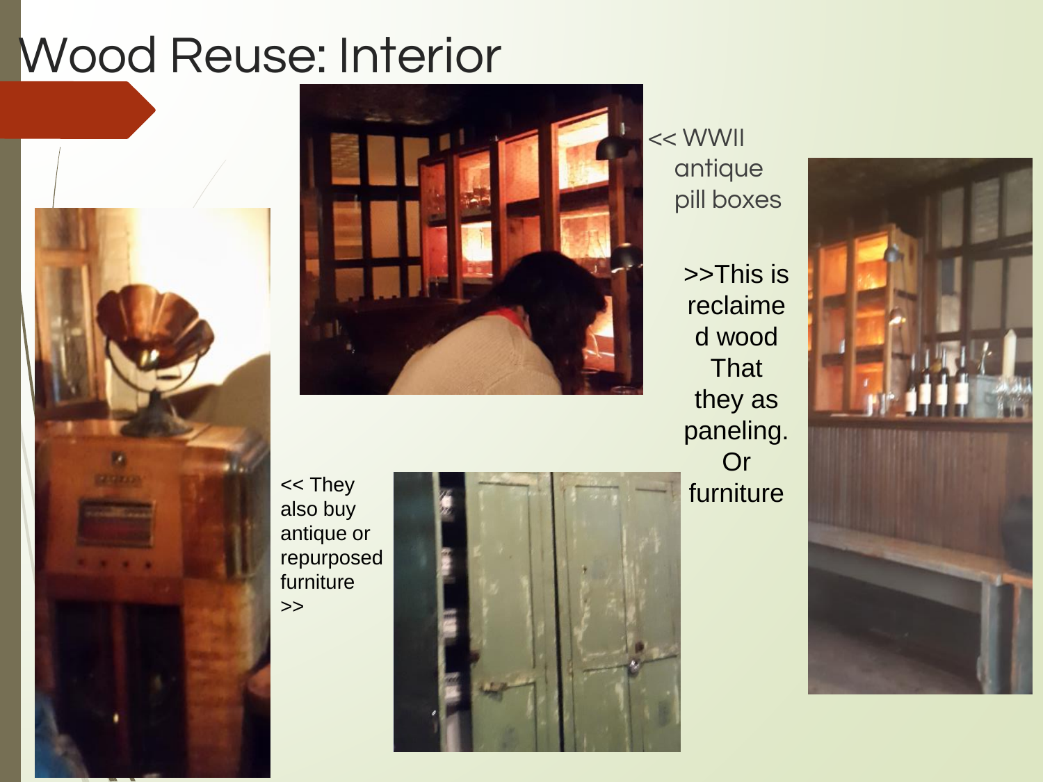# Wood Reuse: Interior

<< WWII antique pill boxes

>>This is reclaimed wood That they as paneling. Or furniture

<< They also buy antique or repurposed furniture >>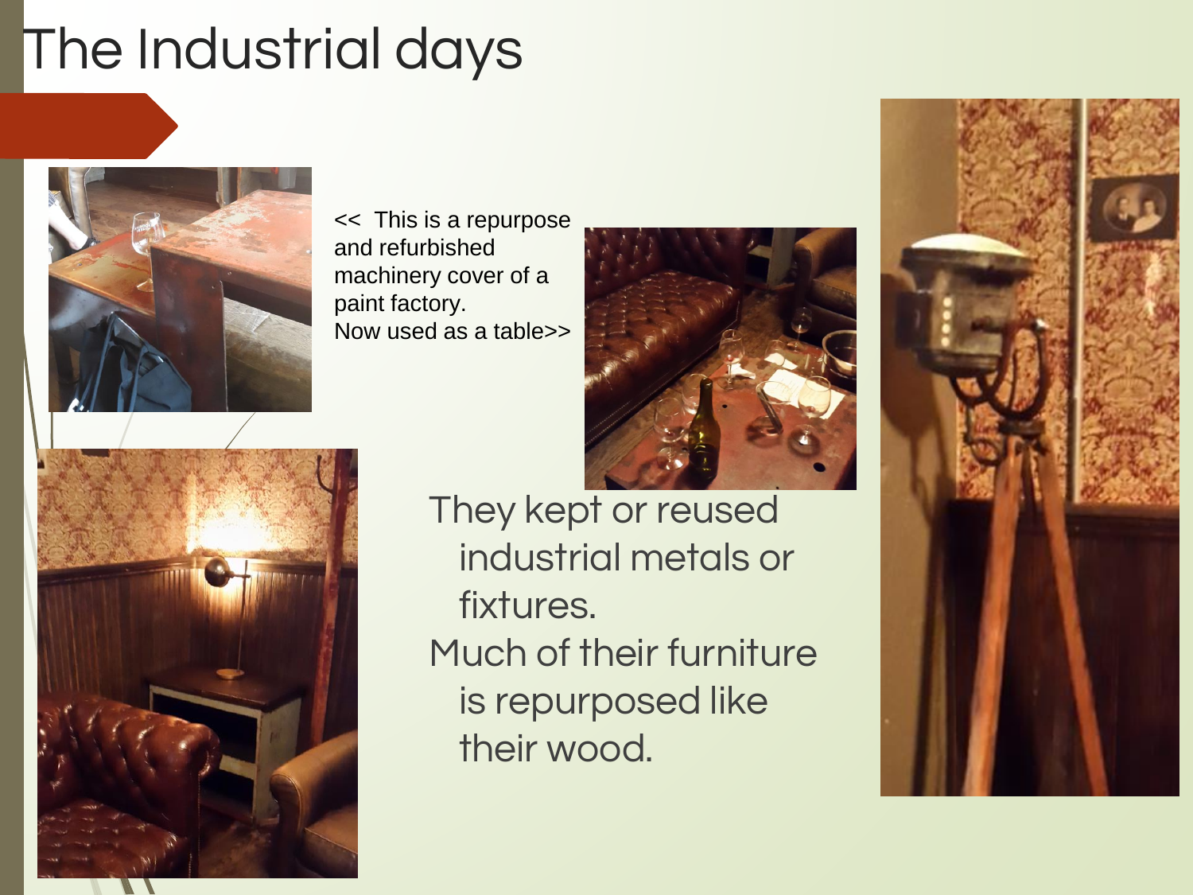# The Industrial days

<<  This is a repurpose and refurbished machinery cover of a paint factory.
Now used as a table>>

They kept or reused industrial metals or fixtures.
Much of their furniture is repurposed like their wood.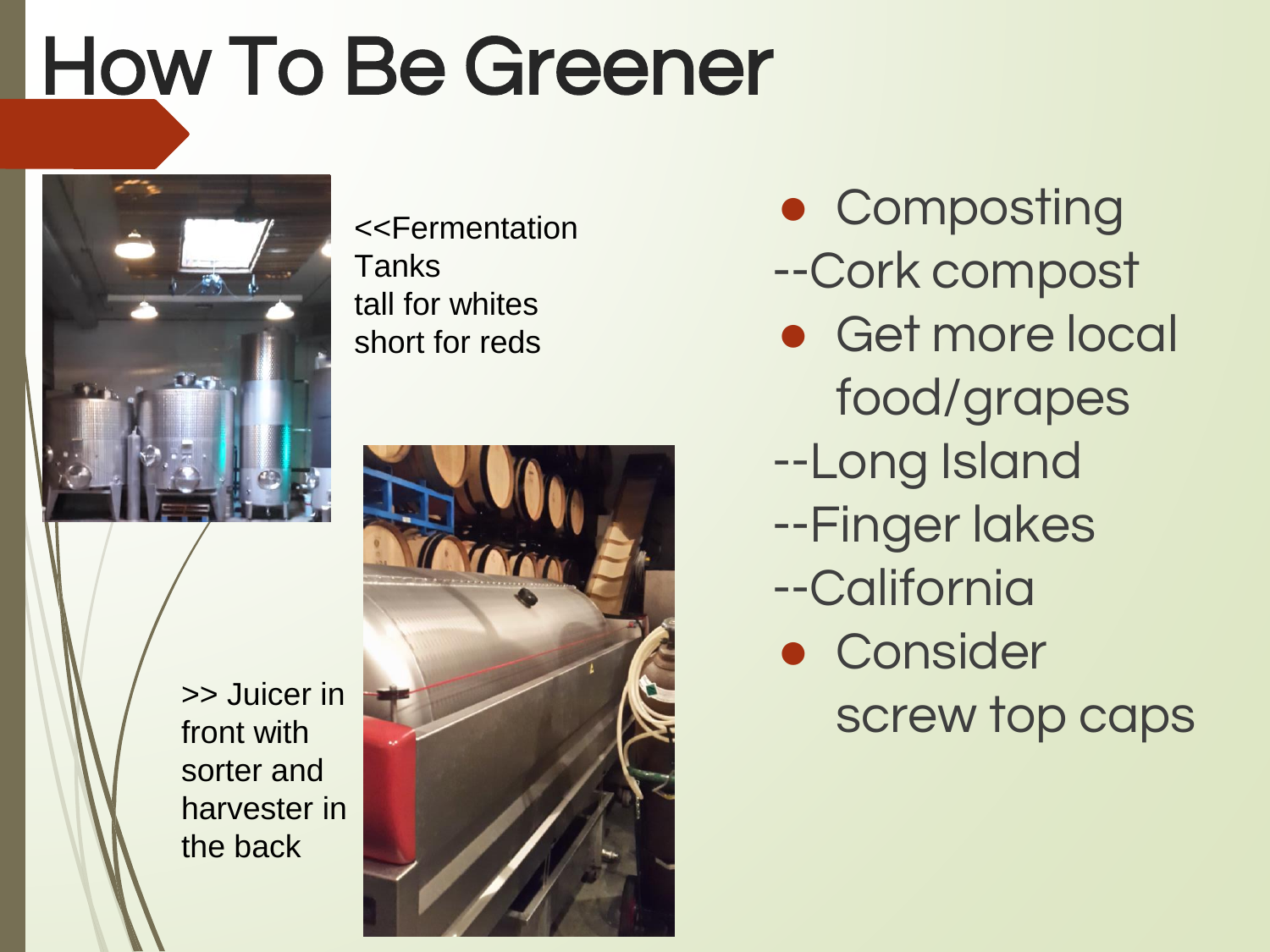# How To Be Greener

<<Fermentation Tanks
tall for whites
short for reds

>> Juicer in front with sorter and harvester in the back

- Composting

--Cork compost

- Get more local food/grapes

--Long Island

--Finger lakes

--California

- Consider screw top caps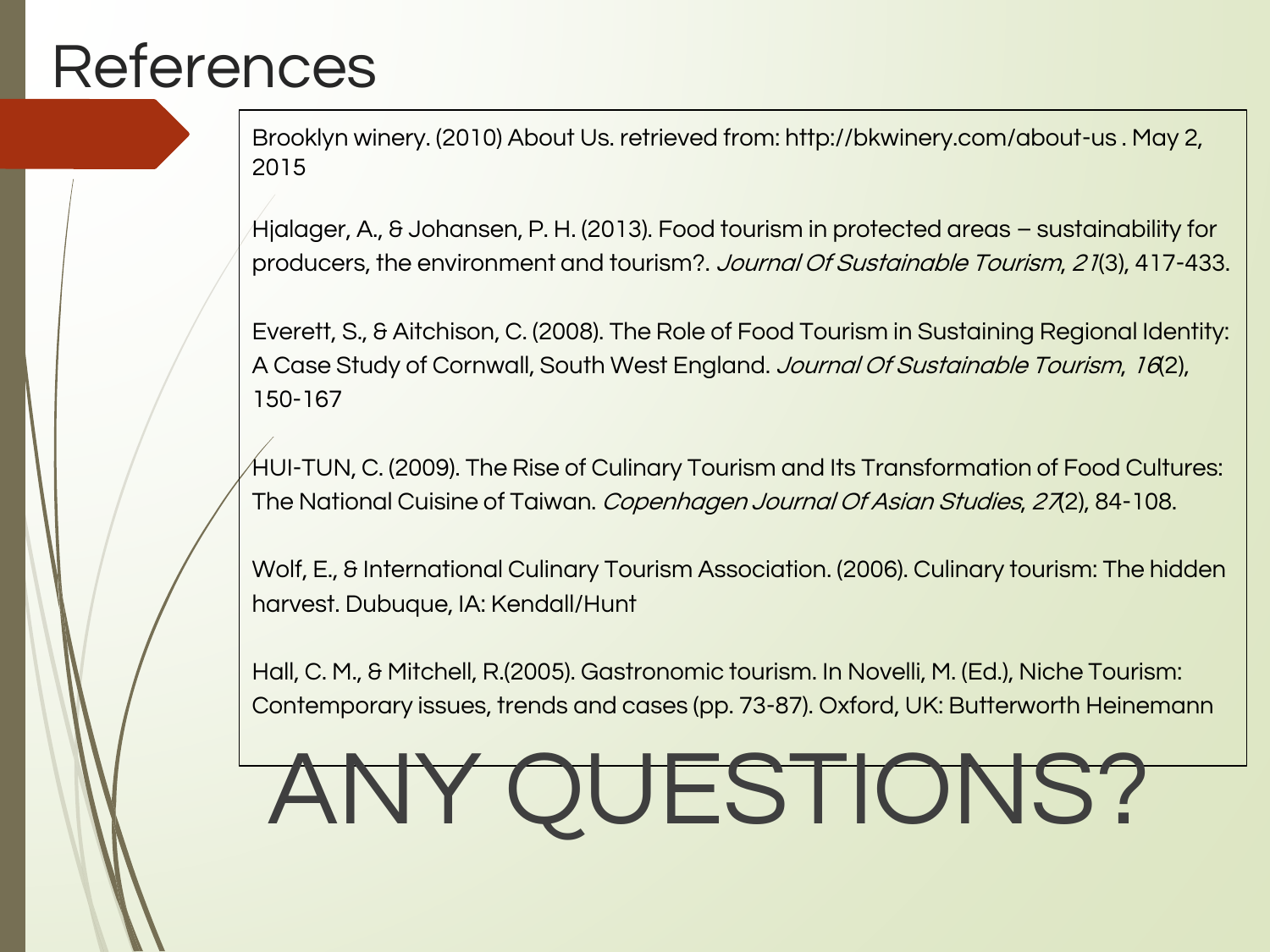# References

Brooklyn winery. (2010) About Us. retrieved from: http://bkwinery.com/about-us . May 2, 2015

Hjalager, A., & Johansen, P. H. (2013). Food tourism in protected areas – sustainability for producers, the environment and tourism?. *Journal Of Sustainable Tourism*, *21*(3), 417-433.

Everett, S., & Aitchison, C. (2008). The Role of Food Tourism in Sustaining Regional Identity: A Case Study of Cornwall, South West England. *Journal Of Sustainable Tourism*, *16*(2), 150-167

HUI-TUN, C. (2009). The Rise of Culinary Tourism and Its Transformation of Food Cultures: The National Cuisine of Taiwan. *Copenhagen Journal Of Asian Studies*, *27*(2), 84-108.

Wolf, E., & International Culinary Tourism Association. (2006). Culinary tourism: The hidden harvest. Dubuque, IA: Kendall/Hunt

Hall, C. M., & Mitchell, R.(2005). Gastronomic tourism. In Novelli, M. (Ed.), Niche Tourism: Contemporary issues, trends and cases (pp. 73-87). Oxford, UK: Butterworth Heinemann

# ANY QUESTIONS?